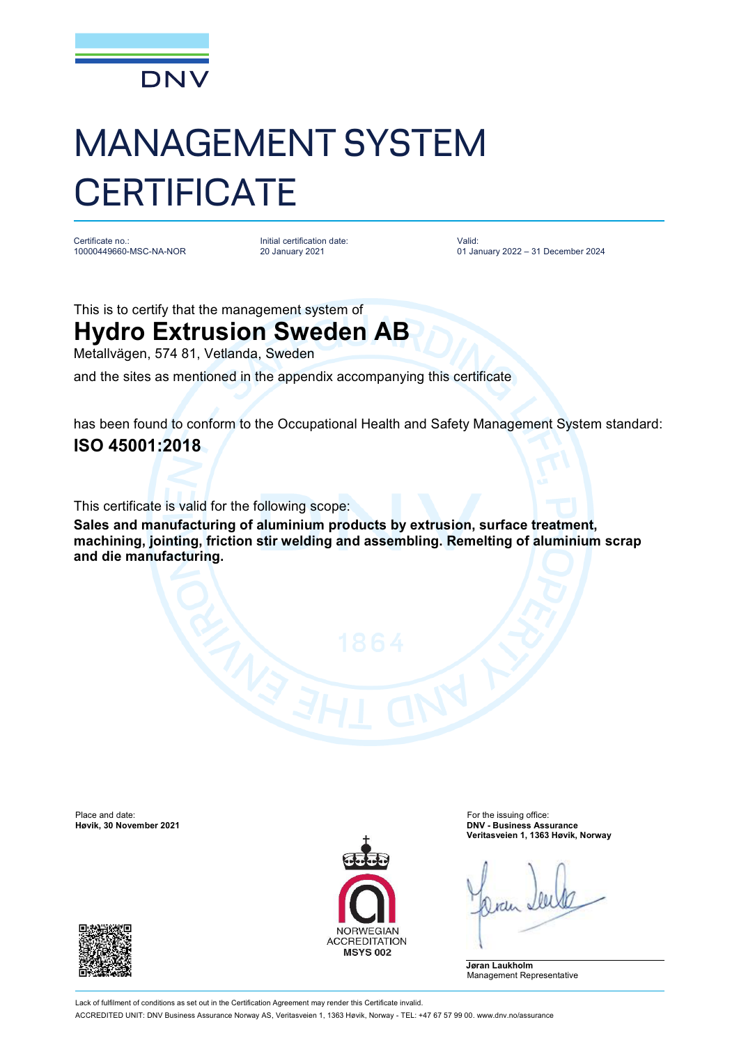DNV

# MANAGEMENT SYSTEM CERTIFICATE

Certificate no.:
10000449660-MSC-NA-NOR

Initial certification date:
20 January 2021

Valid:
01 January 2022 – 31 December 2024

This is to certify that the management system of

## Hydro Extrusion Sweden AB

Metallvägen, 574 81, Vetlanda, Sweden

and the sites as mentioned in the appendix accompanying this certificate

has been found to conform to the Occupational Health and Safety Management System standard:

## ISO 45001:2018

This certificate is valid for the following scope:

**Sales and manufacturing of aluminium products by extrusion, surface treatment, machining, jointing, friction stir welding and assembling. Remelting of aluminium scrap and die manufacturing.**

Place and date:
**Høvik, 30 November 2021**

For the issuing office:
**DNV - Business Assurance**
**Veritasveien 1, 1363 Høvik, Norway**

NORWEGIAN ACCREDITATION
**MSYS 002**

**Jøran Laukholm**
Management Representative

Lack of fulfilment of conditions as set out in the Certification Agreement may render this Certificate invalid.

ACCREDITED UNIT: DNV Business Assurance Norway AS, Veritasveien 1, 1363 Høvik, Norway - TEL: +47 67 57 99 00. www.dnv.no/assurance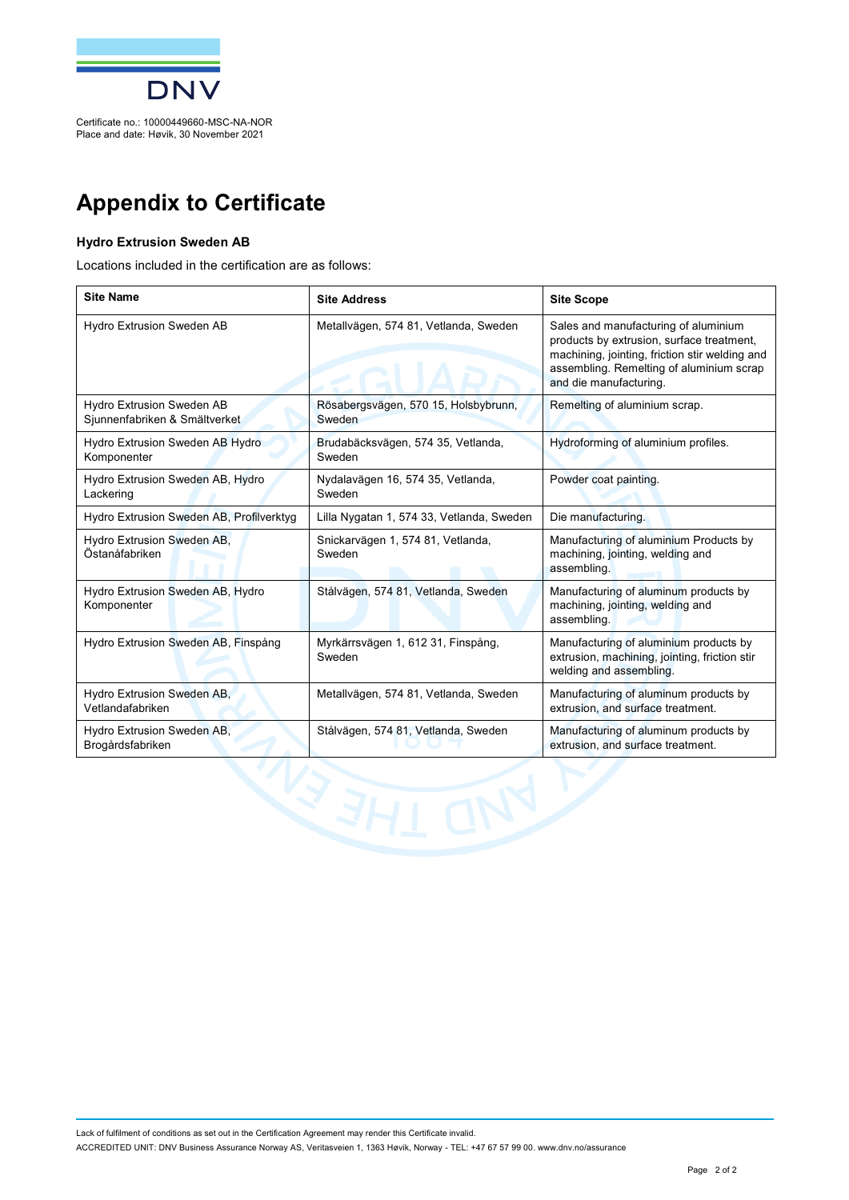Certificate no.: 10000449660-MSC-NA-NOR
Place and date: Høvik, 30 November 2021

# Appendix to Certificate

### Hydro Extrusion Sweden AB

Locations included in the certification are as follows:

| Site Name | Site Address | Site Scope |
|---|---|---|
| Hydro Extrusion Sweden AB | Metallvägen, 574 81, Vetlanda, Sweden | Sales and manufacturing of aluminium products by extrusion, surface treatment, machining, jointing, friction stir welding and assembling. Remelting of aluminium scrap and die manufacturing. |
| Hydro Extrusion Sweden AB Sjunnenfabriken & Smältverket | Rösabergsvägen, 570 15, Holsbybrunn, Sweden | Remelting of aluminium scrap. |
| Hydro Extrusion Sweden AB Hydro Komponenter | Brudabäcksvägen, 574 35, Vetlanda, Sweden | Hydroforming of aluminium profiles. |
| Hydro Extrusion Sweden AB, Hydro Lackering | Nydalavägen 16, 574 35, Vetlanda, Sweden | Powder coat painting. |
| Hydro Extrusion Sweden AB, Profilverktyg | Lilla Nygatan 1, 574 33, Vetlanda, Sweden | Die manufacturing. |
| Hydro Extrusion Sweden AB, Östanåfabriken | Snickarvägen 1, 574 81, Vetlanda, Sweden | Manufacturing of aluminium Products by machining, jointing, welding and assembling. |
| Hydro Extrusion Sweden AB, Hydro Komponenter | Stålvägen, 574 81, Vetlanda, Sweden | Manufacturing of aluminum products by machining, jointing, welding and assembling. |
| Hydro Extrusion Sweden AB, Finspång | Myrkärrsvägen 1, 612 31, Finspång, Sweden | Manufacturing of aluminium products by extrusion, machining, jointing, friction stir welding and assembling. |
| Hydro Extrusion Sweden AB, Vetlandafabriken | Metallvägen, 574 81, Vetlanda, Sweden | Manufacturing of aluminum products by extrusion, and surface treatment. |
| Hydro Extrusion Sweden AB, Brogårdsfabriken | Stålvägen, 574 81, Vetlanda, Sweden | Manufacturing of aluminum products by extrusion, and surface treatment. |

Lack of fulfilment of conditions as set out in the Certification Agreement may render this Certificate invalid.

ACCREDITED UNIT: DNV Business Assurance Norway AS, Veritasveien 1, 1363 Høvik, Norway - TEL: +47 67 57 99 00. www.dnv.no/assurance